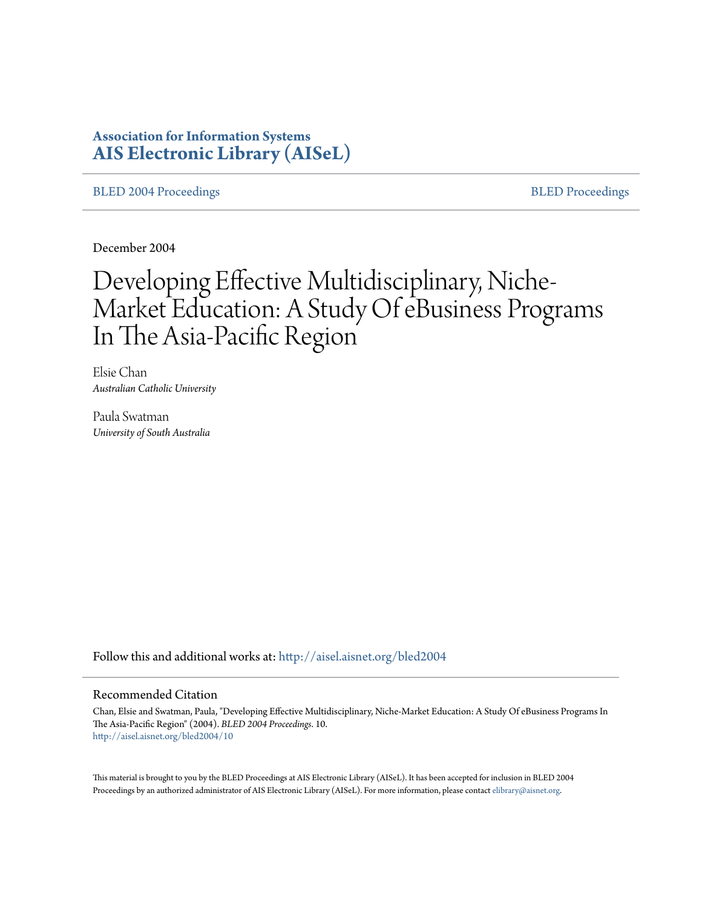**Association for Information Systems**
**AIS Electronic Library (AISeL)**

BLED 2004 Proceedings | BLED Proceedings

December 2004

# Developing Effective Multidisciplinary, Niche-Market Education: A Study Of eBusiness Programs In The Asia-Pacific Region

Elsie Chan
*Australian Catholic University*

Paula Swatman
*University of South Australia*

Follow this and additional works at: http://aisel.aisnet.org/bled2004

## Recommended Citation

Chan, Elsie and Swatman, Paula, "Developing Effective Multidisciplinary, Niche-Market Education: A Study Of eBusiness Programs In The Asia-Pacific Region" (2004). *BLED 2004 Proceedings*. 10.
http://aisel.aisnet.org/bled2004/10

This material is brought to you by the BLED Proceedings at AIS Electronic Library (AISeL). It has been accepted for inclusion in BLED 2004 Proceedings by an authorized administrator of AIS Electronic Library (AISeL). For more information, please contact elibrary@aisnet.org.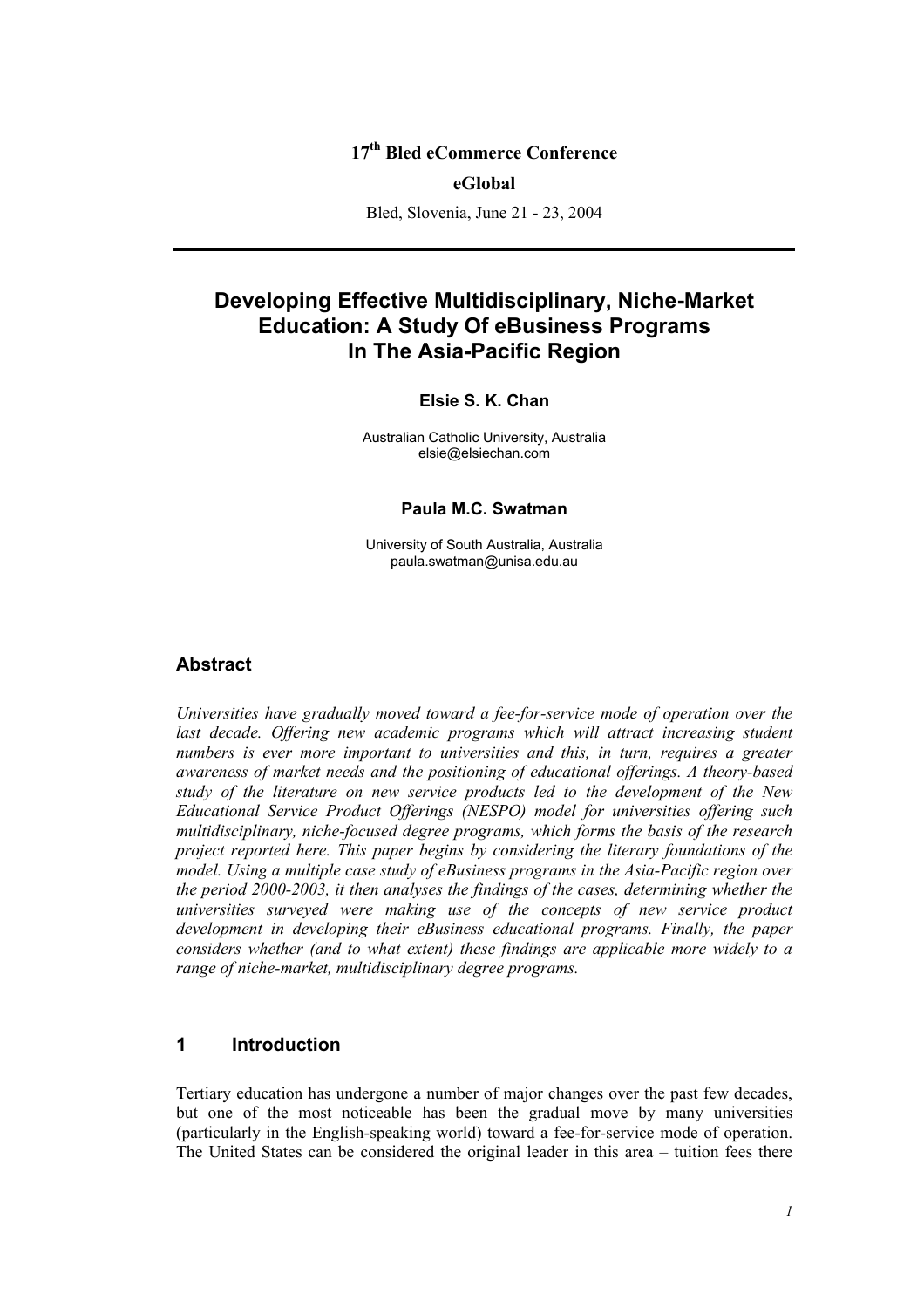**17th Bled eCommerce Conference**

**eGlobal**

Bled, Slovenia, June 21 - 23, 2004

---

# Developing Effective Multidisciplinary, Niche-Market Education: A Study Of eBusiness Programs In The Asia-Pacific Region

**Elsie S. K. Chan**

Australian Catholic University, Australia
elsie@elsiechan.com

**Paula M.C. Swatman**

University of South Australia, Australia
paula.swatman@unisa.edu.au

## Abstract

*Universities have gradually moved toward a fee-for-service mode of operation over the last decade. Offering new academic programs which will attract increasing student numbers is ever more important to universities and this, in turn, requires a greater awareness of market needs and the positioning of educational offerings. A theory-based study of the literature on new service products led to the development of the New Educational Service Product Offerings (NESPO) model for universities offering such multidisciplinary, niche-focused degree programs, which forms the basis of the research project reported here. This paper begins by considering the literary foundations of the model. Using a multiple case study of eBusiness programs in the Asia-Pacific region over the period 2000-2003, it then analyses the findings of the cases, determining whether the universities surveyed were making use of the concepts of new service product development in developing their eBusiness educational programs. Finally, the paper considers whether (and to what extent) these findings are applicable more widely to a range of niche-market, multidisciplinary degree programs.*

## 1 Introduction

Tertiary education has undergone a number of major changes over the past few decades, but one of the most noticeable has been the gradual move by many universities (particularly in the English-speaking world) toward a fee-for-service mode of operation. The United States can be considered the original leader in this area – tuition fees there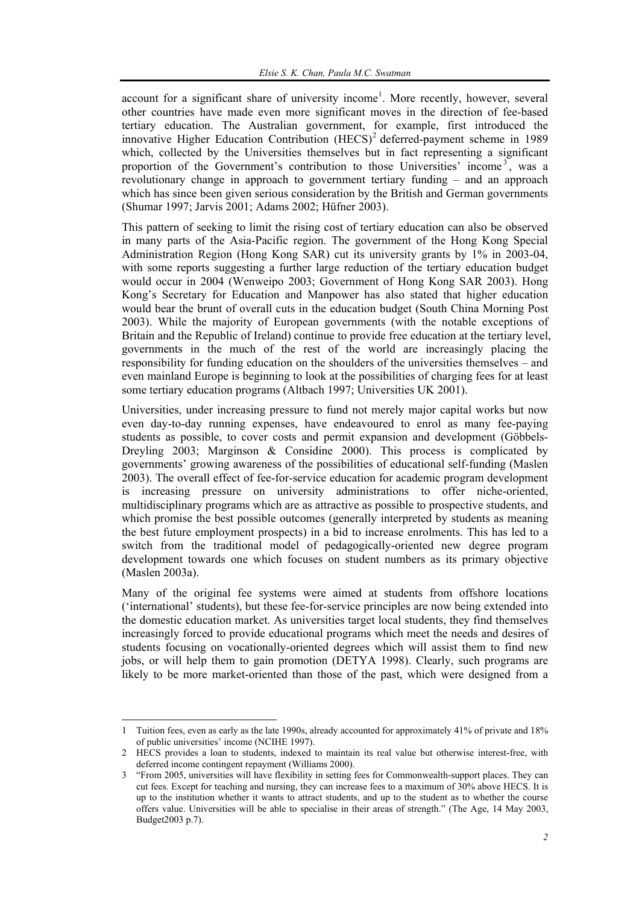account for a significant share of university income[1]. More recently, however, several other countries have made even more significant moves in the direction of fee-based tertiary education. The Australian government, for example, first introduced the innovative Higher Education Contribution (HECS)[2] deferred-payment scheme in 1989 which, collected by the Universities themselves but in fact representing a significant proportion of the Government's contribution to those Universities' income[3], was a revolutionary change in approach to government tertiary funding – and an approach which has since been given serious consideration by the British and German governments (Shumar 1997; Jarvis 2001; Adams 2002; Hüfner 2003).

This pattern of seeking to limit the rising cost of tertiary education can also be observed in many parts of the Asia-Pacific region. The government of the Hong Kong Special Administration Region (Hong Kong SAR) cut its university grants by 1% in 2003-04, with some reports suggesting a further large reduction of the tertiary education budget would occur in 2004 (Wenweipo 2003; Government of Hong Kong SAR 2003). Hong Kong's Secretary for Education and Manpower has also stated that higher education would bear the brunt of overall cuts in the education budget (South China Morning Post 2003). While the majority of European governments (with the notable exceptions of Britain and the Republic of Ireland) continue to provide free education at the tertiary level, governments in the much of the rest of the world are increasingly placing the responsibility for funding education on the shoulders of the universities themselves – and even mainland Europe is beginning to look at the possibilities of charging fees for at least some tertiary education programs (Altbach 1997; Universities UK 2001).

Universities, under increasing pressure to fund not merely major capital works but now even day-to-day running expenses, have endeavoured to enrol as many fee-paying students as possible, to cover costs and permit expansion and development (Göbbels-Dreyling 2003; Marginson & Considine 2000). This process is complicated by governments' growing awareness of the possibilities of educational self-funding (Maslen 2003). The overall effect of fee-for-service education for academic program development is increasing pressure on university administrations to offer niche-oriented, multidisciplinary programs which are as attractive as possible to prospective students, and which promise the best possible outcomes (generally interpreted by students as meaning the best future employment prospects) in a bid to increase enrolments. This has led to a switch from the traditional model of pedagogically-oriented new degree program development towards one which focuses on student numbers as its primary objective (Maslen 2003a).

Many of the original fee systems were aimed at students from offshore locations ('international' students), but these fee-for-service principles are now being extended into the domestic education market. As universities target local students, they find themselves increasingly forced to provide educational programs which meet the needs and desires of students focusing on vocationally-oriented degrees which will assist them to find new jobs, or will help them to gain promotion (DETYA 1998). Clearly, such programs are likely to be more market-oriented than those of the past, which were designed from a

---

1 Tuition fees, even as early as the late 1990s, already accounted for approximately 41% of private and 18% of public universities' income (NCIHE 1997).

2 HECS provides a loan to students, indexed to maintain its real value but otherwise interest-free, with deferred income contingent repayment (Williams 2000).

3 "From 2005, universities will have flexibility in setting fees for Commonwealth-support places. They can cut fees. Except for teaching and nursing, they can increase fees to a maximum of 30% above HECS. It is up to the institution whether it wants to attract students, and up to the student as to whether the course offers value. Universities will be able to specialise in their areas of strength." (The Age, 14 May 2003, Budget2003 p.7).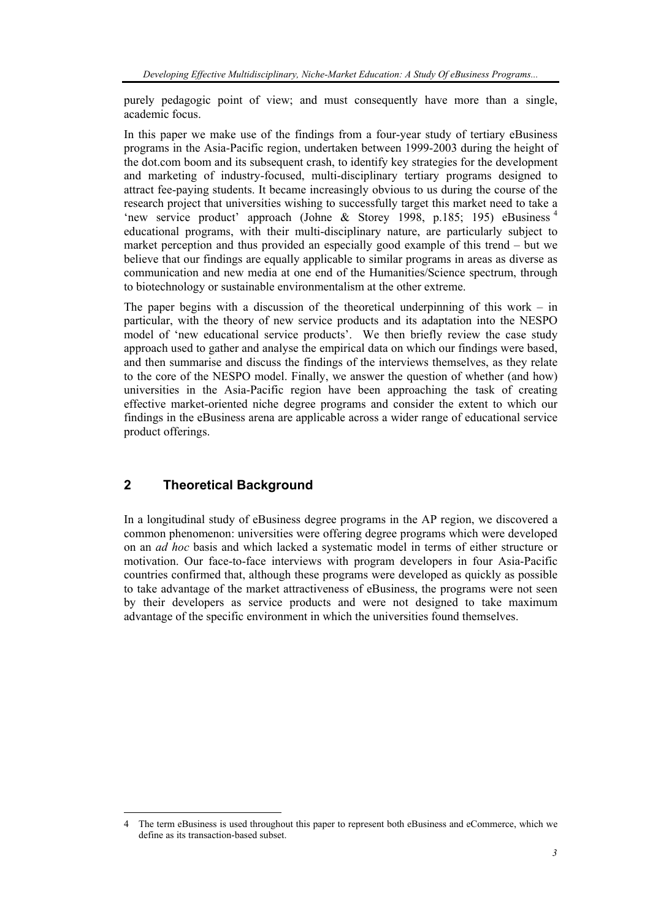purely pedagogic point of view; and must consequently have more than a single, academic focus.

In this paper we make use of the findings from a four-year study of tertiary eBusiness programs in the Asia-Pacific region, undertaken between 1999-2003 during the height of the dot.com boom and its subsequent crash, to identify key strategies for the development and marketing of industry-focused, multi-disciplinary tertiary programs designed to attract fee-paying students. It became increasingly obvious to us during the course of the research project that universities wishing to successfully target this market need to take a 'new service product' approach (Johne & Storey 1998, p.185; 195) eBusiness [4] educational programs, with their multi-disciplinary nature, are particularly subject to market perception and thus provided an especially good example of this trend – but we believe that our findings are equally applicable to similar programs in areas as diverse as communication and new media at one end of the Humanities/Science spectrum, through to biotechnology or sustainable environmentalism at the other extreme.

The paper begins with a discussion of the theoretical underpinning of this work – in particular, with the theory of new service products and its adaptation into the NESPO model of 'new educational service products'. We then briefly review the case study approach used to gather and analyse the empirical data on which our findings were based, and then summarise and discuss the findings of the interviews themselves, as they relate to the core of the NESPO model. Finally, we answer the question of whether (and how) universities in the Asia-Pacific region have been approaching the task of creating effective market-oriented niche degree programs and consider the extent to which our findings in the eBusiness arena are applicable across a wider range of educational service product offerings.

## 2 Theoretical Background

In a longitudinal study of eBusiness degree programs in the AP region, we discovered a common phenomenon: universities were offering degree programs which were developed on an *ad hoc* basis and which lacked a systematic model in terms of either structure or motivation. Our face-to-face interviews with program developers in four Asia-Pacific countries confirmed that, although these programs were developed as quickly as possible to take advantage of the market attractiveness of eBusiness, the programs were not seen by their developers as service products and were not designed to take maximum advantage of the specific environment in which the universities found themselves.

---

[4] The term eBusiness is used throughout this paper to represent both eBusiness and eCommerce, which we define as its transaction-based subset.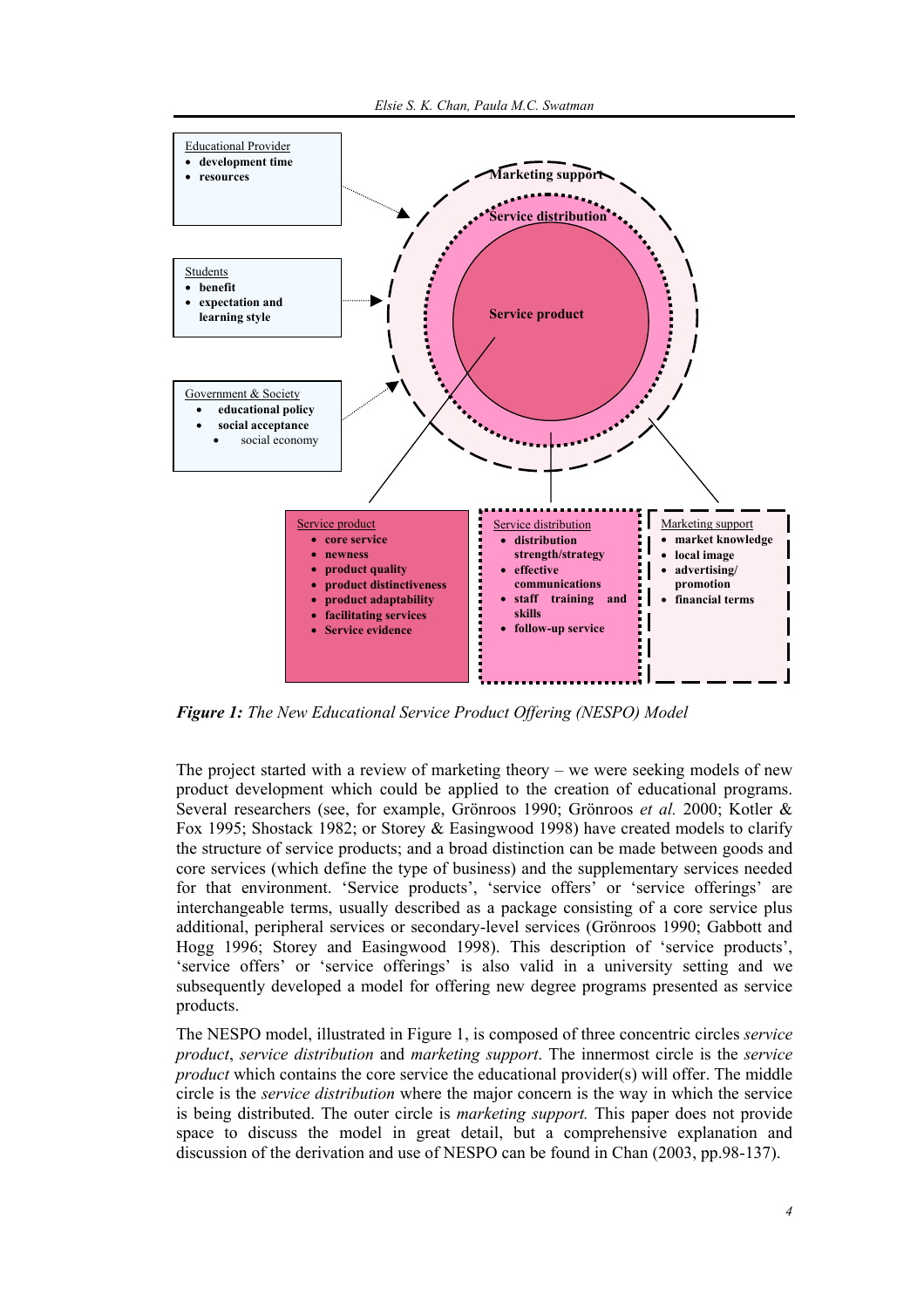Educational Provider
- development time
- resources

Students
- benefit
- expectation and learning style

Government & Society
- educational policy
- social acceptance
- social economy

Marketing support

Service distribution

Service product

Service product
- core service
- newness
- product quality
- product distinctiveness
- product adaptability
- facilitating services
- Service evidence

Service distribution
- distribution strength/strategy
- effective communications
- staff training and skills
- follow-up service

Marketing support
- market knowledge
- local image
- advertising/ promotion
- financial terms

***Figure 1:*** *The New Educational Service Product Offering (NESPO) Model*

The project started with a review of marketing theory – we were seeking models of new product development which could be applied to the creation of educational programs. Several researchers (see, for example, Grönroos 1990; Grönroos *et al.* 2000; Kotler & Fox 1995; Shostack 1982; or Storey & Easingwood 1998) have created models to clarify the structure of service products; and a broad distinction can be made between goods and core services (which define the type of business) and the supplementary services needed for that environment. 'Service products', 'service offers' or 'service offerings' are interchangeable terms, usually described as a package consisting of a core service plus additional, peripheral services or secondary-level services (Grönroos 1990; Gabbott and Hogg 1996; Storey and Easingwood 1998). This description of 'service products', 'service offers' or 'service offerings' is also valid in a university setting and we subsequently developed a model for offering new degree programs presented as service products.

The NESPO model, illustrated in Figure 1, is composed of three concentric circles *service product*, *service distribution* and *marketing support*. The innermost circle is the *service product* which contains the core service the educational provider(s) will offer. The middle circle is the *service distribution* where the major concern is the way in which the service is being distributed. The outer circle is *marketing support.* This paper does not provide space to discuss the model in great detail, but a comprehensive explanation and discussion of the derivation and use of NESPO can be found in Chan (2003, pp.98-137).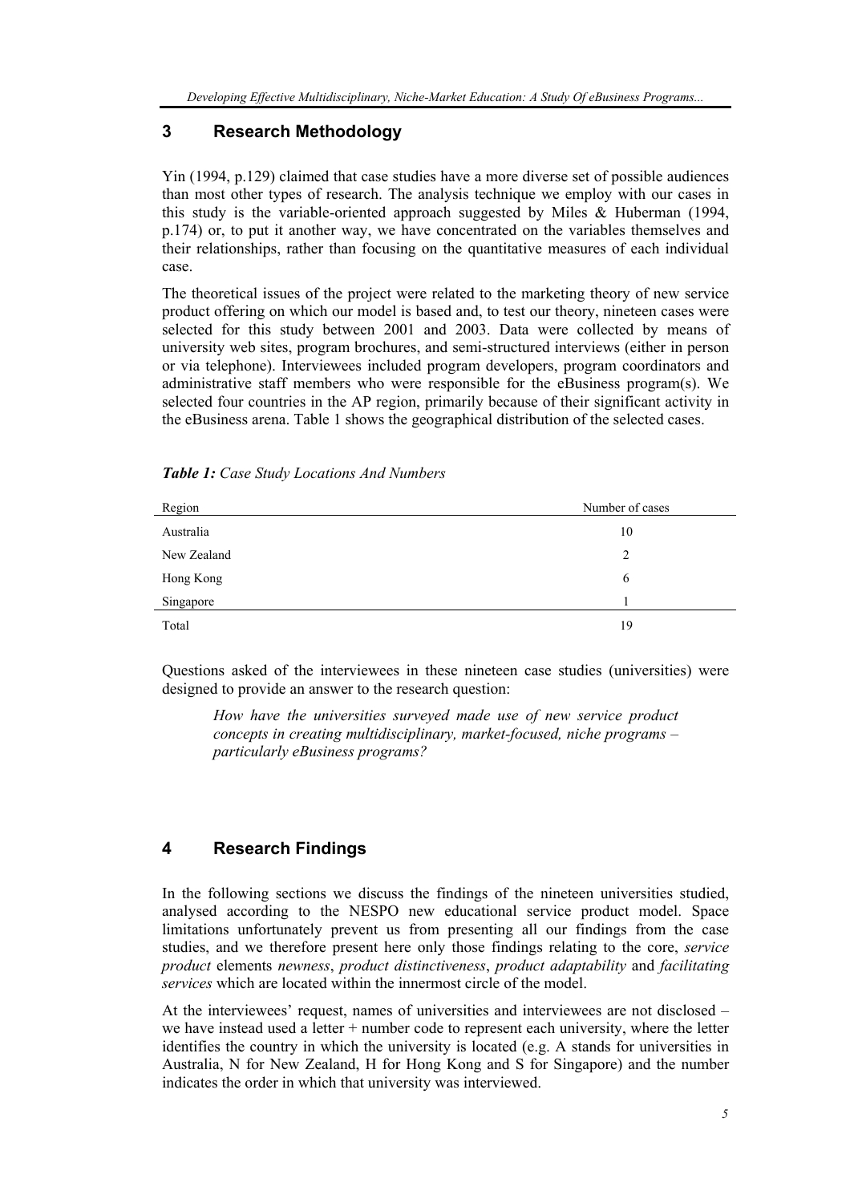## 3 Research Methodology

Yin (1994, p.129) claimed that case studies have a more diverse set of possible audiences than most other types of research. The analysis technique we employ with our cases in this study is the variable-oriented approach suggested by Miles & Huberman (1994, p.174) or, to put it another way, we have concentrated on the variables themselves and their relationships, rather than focusing on the quantitative measures of each individual case.

The theoretical issues of the project were related to the marketing theory of new service product offering on which our model is based and, to test our theory, nineteen cases were selected for this study between 2001 and 2003. Data were collected by means of university web sites, program brochures, and semi-structured interviews (either in person or via telephone). Interviewees included program developers, program coordinators and administrative staff members who were responsible for the eBusiness program(s). We selected four countries in the AP region, primarily because of their significant activity in the eBusiness arena. Table 1 shows the geographical distribution of the selected cases.

***Table 1:*** *Case Study Locations And Numbers*

| Region | Number of cases |
| --- | --- |
| Australia | 10 |
| New Zealand | 2 |
| Hong Kong | 6 |
| Singapore | 1 |
| Total | 19 |

Questions asked of the interviewees in these nineteen case studies (universities) were designed to provide an answer to the research question:

> *How have the universities surveyed made use of new service product concepts in creating multidisciplinary, market-focused, niche programs – particularly eBusiness programs?*

## 4 Research Findings

In the following sections we discuss the findings of the nineteen universities studied, analysed according to the NESPO new educational service product model. Space limitations unfortunately prevent us from presenting all our findings from the case studies, and we therefore present here only those findings relating to the core, *service product* elements *newness*, *product distinctiveness*, *product adaptability* and *facilitating services* which are located within the innermost circle of the model.

At the interviewees' request, names of universities and interviewees are not disclosed – we have instead used a letter + number code to represent each university, where the letter identifies the country in which the university is located (e.g. A stands for universities in Australia, N for New Zealand, H for Hong Kong and S for Singapore) and the number indicates the order in which that university was interviewed.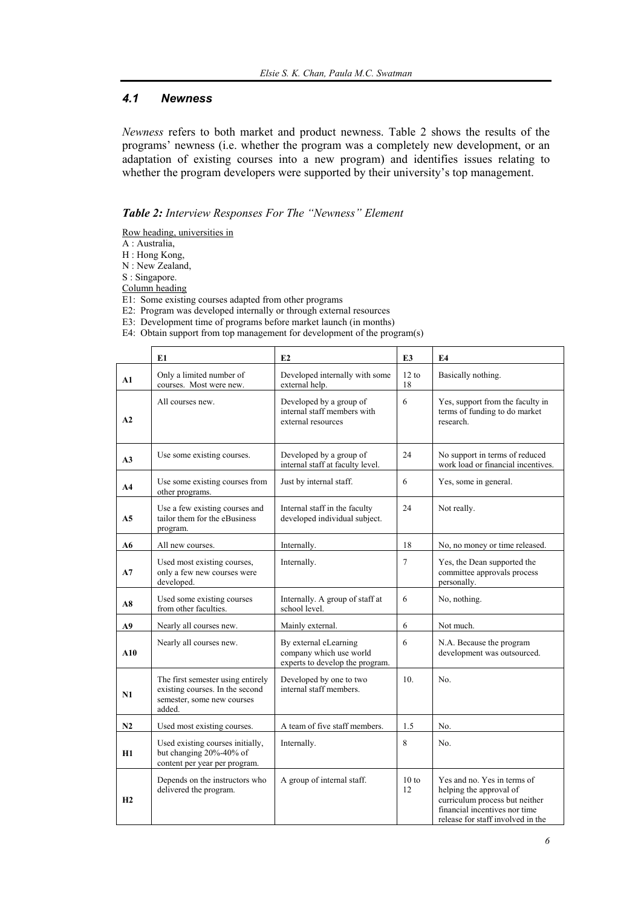### 4.1 Newness

*Newness* refers to both market and product newness. Table 2 shows the results of the programs' newness (i.e. whether the program was a completely new development, or an adaptation of existing courses into a new program) and identifies issues relating to whether the program developers were supported by their university's top management.

***Table 2:** Interview Responses For The "Newness" Element*

Row heading, universities in
A : Australia,
H : Hong Kong,
N : New Zealand,
S : Singapore.
Column heading
E1: Some existing courses adapted from other programs
E2: Program was developed internally or through external resources
E3: Development time of programs before market launch (in months)
E4: Obtain support from top management for development of the program(s)

| | E1 | E2 | E3 | E4 |
|---|---|---|---|---|
| **A1** | Only a limited number of courses. Most were new. | Developed internally with some external help. | 12 to 18 | Basically nothing. |
| **A2** | All courses new. | Developed by a group of internal staff members with external resources | 6 | Yes, support from the faculty in terms of funding to do market research. |
| **A3** | Use some existing courses. | Developed by a group of internal staff at faculty level. | 24 | No support in terms of reduced work load or financial incentives. |
| **A4** | Use some existing courses from other programs. | Just by internal staff. | 6 | Yes, some in general. |
| **A5** | Use a few existing courses and tailor them for the eBusiness program. | Internal staff in the faculty developed individual subject. | 24 | Not really. |
| **A6** | All new courses. | Internally. | 18 | No, no money or time released. |
| **A7** | Used most existing courses, only a few new courses were developed. | Internally. | 7 | Yes, the Dean supported the committee approvals process personally. |
| **A8** | Used some existing courses from other faculties. | Internally. A group of staff at school level. | 6 | No, nothing. |
| **A9** | Nearly all courses new. | Mainly external. | 6 | Not much. |
| **A10** | Nearly all courses new. | By external eLearning company which use world experts to develop the program. | 6 | N.A. Because the program development was outsourced. |
| **N1** | The first semester using entirely existing courses. In the second semester, some new courses added. | Developed by one to two internal staff members. | 10. | No. |
| **N2** | Used most existing courses. | A team of five staff members. | 1.5 | No. |
| **H1** | Used existing courses initially, but changing 20%-40% of content per year per program. | Internally. | 8 | No. |
| **H2** | Depends on the instructors who delivered the program. | A group of internal staff. | 10 to 12 | Yes and no. Yes in terms of helping the approval of curriculum process but neither financial incentives nor time release for staff involved in the |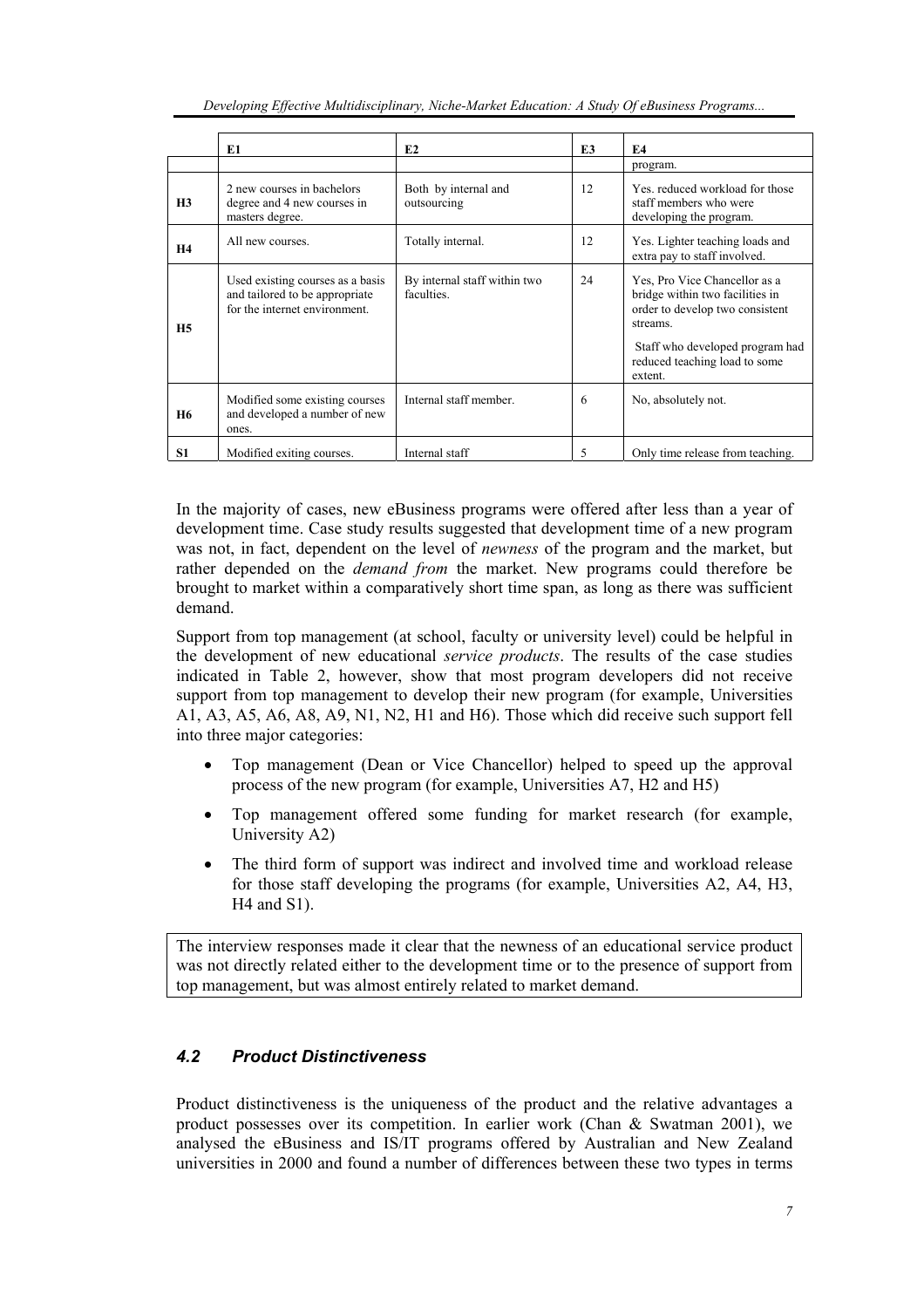| | E1 | E2 | E3 | E4 |
|---|---|---|---|---|
| | | | | program. |
| **H3** | 2 new courses in bachelors degree and 4 new courses in masters degree. | Both by internal and outsourcing | 12 | Yes. reduced workload for those staff members who were developing the program. |
| **H4** | All new courses. | Totally internal. | 12 | Yes. Lighter teaching loads and extra pay to staff involved. |
| **H5** | Used existing courses as a basis and tailored to be appropriate for the internet environment. | By internal staff within two faculties. | 24 | Yes, Pro Vice Chancellor as a bridge within two facilities in order to develop two consistent streams. Staff who developed program had reduced teaching load to some extent. |
| **H6** | Modified some existing courses and developed a number of new ones. | Internal staff member. | 6 | No, absolutely not. |
| **S1** | Modified exiting courses. | Internal staff | 5 | Only time release from teaching. |

In the majority of cases, new eBusiness programs were offered after less than a year of development time. Case study results suggested that development time of a new program was not, in fact, dependent on the level of *newness* of the program and the market, but rather depended on the *demand from* the market. New programs could therefore be brought to market within a comparatively short time span, as long as there was sufficient demand.

Support from top management (at school, faculty or university level) could be helpful in the development of new educational *service products*. The results of the case studies indicated in Table 2, however, show that most program developers did not receive support from top management to develop their new program (for example, Universities A1, A3, A5, A6, A8, A9, N1, N2, H1 and H6). Those which did receive such support fell into three major categories:

- Top management (Dean or Vice Chancellor) helped to speed up the approval process of the new program (for example, Universities A7, H2 and H5)
- Top management offered some funding for market research (for example, University A2)
- The third form of support was indirect and involved time and workload release for those staff developing the programs (for example, Universities A2, A4, H3, H4 and S1).

The interview responses made it clear that the newness of an educational service product was not directly related either to the development time or to the presence of support from top management, but was almost entirely related to market demand.

### *4.2 Product Distinctiveness*

Product distinctiveness is the uniqueness of the product and the relative advantages a product possesses over its competition. In earlier work (Chan & Swatman 2001), we analysed the eBusiness and IS/IT programs offered by Australian and New Zealand universities in 2000 and found a number of differences between these two types in terms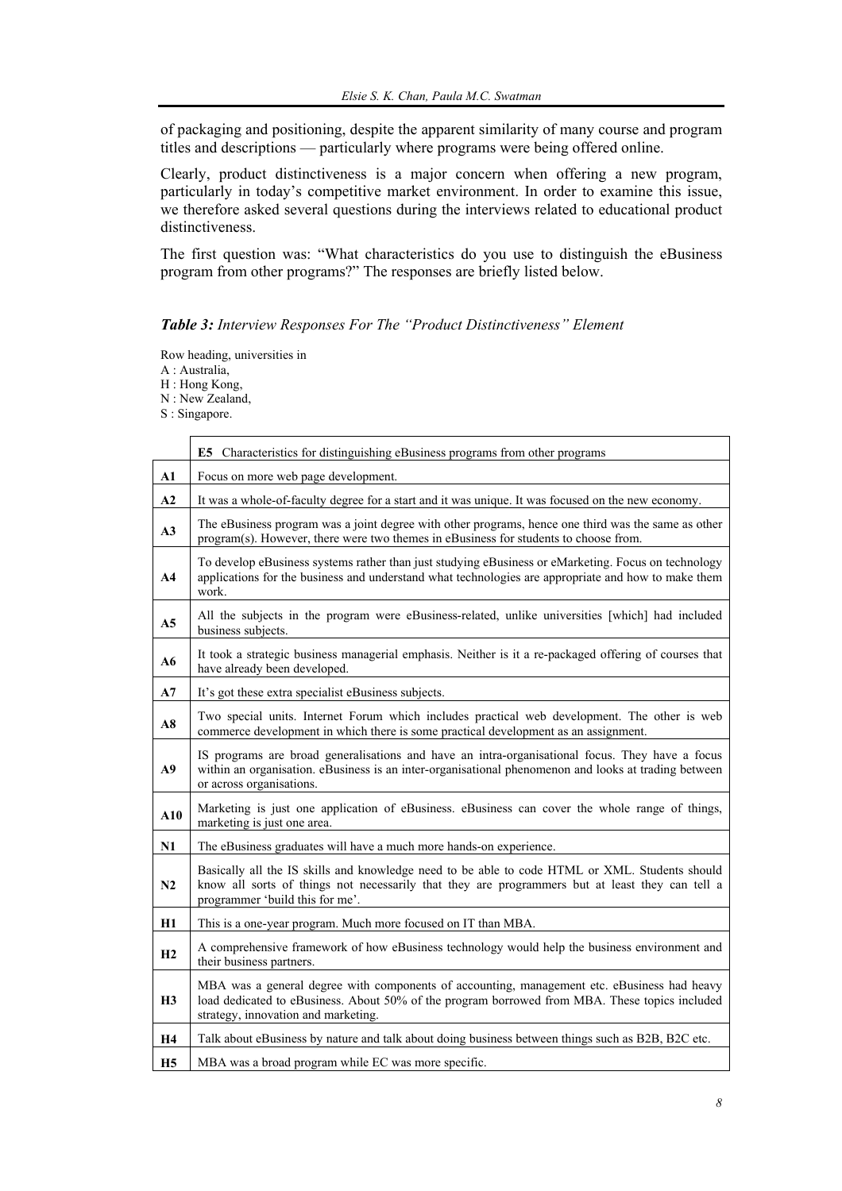of packaging and positioning, despite the apparent similarity of many course and program titles and descriptions — particularly where programs were being offered online.

Clearly, product distinctiveness is a major concern when offering a new program, particularly in today's competitive market environment. In order to examine this issue, we therefore asked several questions during the interviews related to educational product distinctiveness.

The first question was: "What characteristics do you use to distinguish the eBusiness program from other programs?" The responses are briefly listed below.

***Table 3:*** *Interview Responses For The "Product Distinctiveness" Element*

Row heading, universities in
A : Australia,
H : Hong Kong,
N : New Zealand,
S : Singapore.

| | **E5** Characteristics for distinguishing eBusiness programs from other programs |
|---|---|
| **A1** | Focus on more web page development. |
| **A2** | It was a whole-of-faculty degree for a start and it was unique. It was focused on the new economy. |
| **A3** | The eBusiness program was a joint degree with other programs, hence one third was the same as other program(s). However, there were two themes in eBusiness for students to choose from. |
| **A4** | To develop eBusiness systems rather than just studying eBusiness or eMarketing. Focus on technology applications for the business and understand what technologies are appropriate and how to make them work. |
| **A5** | All the subjects in the program were eBusiness-related, unlike universities [which] had included business subjects. |
| **A6** | It took a strategic business managerial emphasis. Neither is it a re-packaged offering of courses that have already been developed. |
| **A7** | It's got these extra specialist eBusiness subjects. |
| **A8** | Two special units. Internet Forum which includes practical web development. The other is web commerce development in which there is some practical development as an assignment. |
| **A9** | IS programs are broad generalisations and have an intra-organisational focus. They have a focus within an organisation. eBusiness is an inter-organisational phenomenon and looks at trading between or across organisations. |
| **A10** | Marketing is just one application of eBusiness. eBusiness can cover the whole range of things, marketing is just one area. |
| **N1** | The eBusiness graduates will have a much more hands-on experience. |
| **N2** | Basically all the IS skills and knowledge need to be able to code HTML or XML. Students should know all sorts of things not necessarily that they are programmers but at least they can tell a programmer 'build this for me'. |
| **H1** | This is a one-year program. Much more focused on IT than MBA. |
| **H2** | A comprehensive framework of how eBusiness technology would help the business environment and their business partners. |
| **H3** | MBA was a general degree with components of accounting, management etc. eBusiness had heavy load dedicated to eBusiness. About 50% of the program borrowed from MBA. These topics included strategy, innovation and marketing. |
| **H4** | Talk about eBusiness by nature and talk about doing business between things such as B2B, B2C etc. |
| **H5** | MBA was a broad program while EC was more specific. |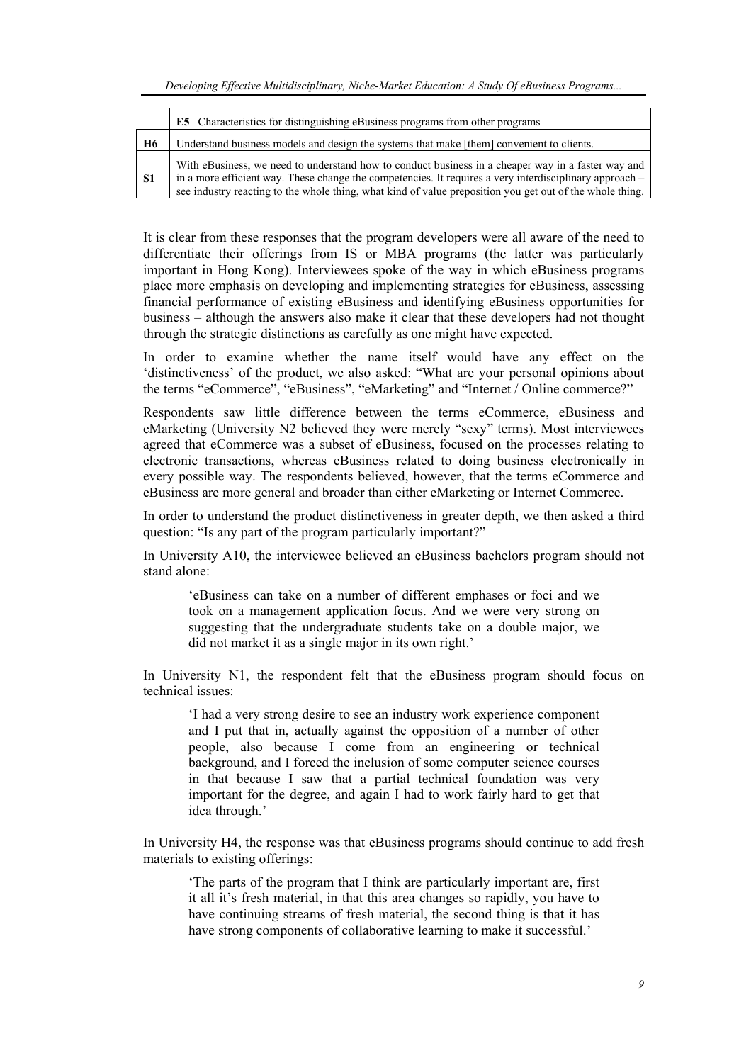| | **E5** Characteristics for distinguishing eBusiness programs from other programs |
|---|---|
| **H6** | Understand business models and design the systems that make [them] convenient to clients. |
| **S1** | With eBusiness, we need to understand how to conduct business in a cheaper way in a faster way and in a more efficient way. These change the competencies. It requires a very interdisciplinary approach – see industry reacting to the whole thing, what kind of value preposition you get out of the whole thing. |

It is clear from these responses that the program developers were all aware of the need to differentiate their offerings from IS or MBA programs (the latter was particularly important in Hong Kong). Interviewees spoke of the way in which eBusiness programs place more emphasis on developing and implementing strategies for eBusiness, assessing financial performance of existing eBusiness and identifying eBusiness opportunities for business – although the answers also make it clear that these developers had not thought through the strategic distinctions as carefully as one might have expected.

In order to examine whether the name itself would have any effect on the 'distinctiveness' of the product, we also asked: "What are your personal opinions about the terms "eCommerce", "eBusiness", "eMarketing" and "Internet / Online commerce?"

Respondents saw little difference between the terms eCommerce, eBusiness and eMarketing (University N2 believed they were merely "sexy" terms). Most interviewees agreed that eCommerce was a subset of eBusiness, focused on the processes relating to electronic transactions, whereas eBusiness related to doing business electronically in every possible way. The respondents believed, however, that the terms eCommerce and eBusiness are more general and broader than either eMarketing or Internet Commerce.

In order to understand the product distinctiveness in greater depth, we then asked a third question: "Is any part of the program particularly important?"

In University A10, the interviewee believed an eBusiness bachelors program should not stand alone:

> 'eBusiness can take on a number of different emphases or foci and we took on a management application focus. And we were very strong on suggesting that the undergraduate students take on a double major, we did not market it as a single major in its own right.'

In University N1, the respondent felt that the eBusiness program should focus on technical issues:

> 'I had a very strong desire to see an industry work experience component and I put that in, actually against the opposition of a number of other people, also because I come from an engineering or technical background, and I forced the inclusion of some computer science courses in that because I saw that a partial technical foundation was very important for the degree, and again I had to work fairly hard to get that idea through.'

In University H4, the response was that eBusiness programs should continue to add fresh materials to existing offerings:

> 'The parts of the program that I think are particularly important are, first it all it's fresh material, in that this area changes so rapidly, you have to have continuing streams of fresh material, the second thing is that it has have strong components of collaborative learning to make it successful.'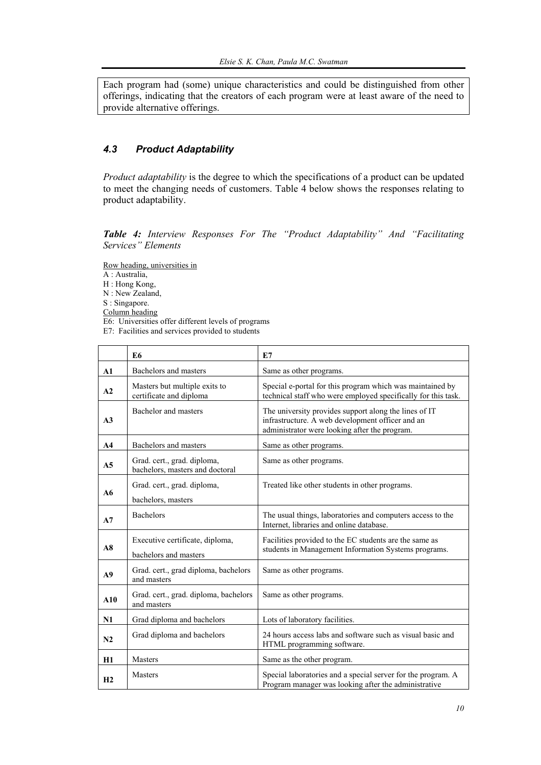Each program had (some) unique characteristics and could be distinguished from other offerings, indicating that the creators of each program were at least aware of the need to provide alternative offerings.

### 4.3 Product Adaptability

*Product adaptability* is the degree to which the specifications of a product can be updated to meet the changing needs of customers. Table 4 below shows the responses relating to product adaptability.

***Table 4:*** *Interview Responses For The "Product Adaptability" And "Facilitating Services" Elements*

Row heading, universities in
A : Australia,
H : Hong Kong,
N : New Zealand,
S : Singapore.
Column heading
E6: Universities offer different levels of programs
E7: Facilities and services provided to students

| | E6 | E7 |
|---|---|---|
| **A1** | Bachelors and masters | Same as other programs. |
| **A2** | Masters but multiple exits to certificate and diploma | Special e-portal for this program which was maintained by technical staff who were employed specifically for this task. |
| **A3** | Bachelor and masters | The university provides support along the lines of IT infrastructure. A web development officer and an administrator were looking after the program. |
| **A4** | Bachelors and masters | Same as other programs. |
| **A5** | Grad. cert., grad. diploma, bachelors, masters and doctoral | Same as other programs. |
| **A6** | Grad. cert., grad. diploma, bachelors, masters | Treated like other students in other programs. |
| **A7** | Bachelors | The usual things, laboratories and computers access to the Internet, libraries and online database. |
| **A8** | Executive certificate, diploma, bachelors and masters | Facilities provided to the EC students are the same as students in Management Information Systems programs. |
| **A9** | Grad. cert., grad diploma, bachelors and masters | Same as other programs. |
| **A10** | Grad. cert., grad. diploma, bachelors and masters | Same as other programs. |
| **N1** | Grad diploma and bachelors | Lots of laboratory facilities. |
| **N2** | Grad diploma and bachelors | 24 hours access labs and software such as visual basic and HTML programming software. |
| **H1** | Masters | Same as the other program. |
| **H2** | Masters | Special laboratories and a special server for the program. A Program manager was looking after the administrative |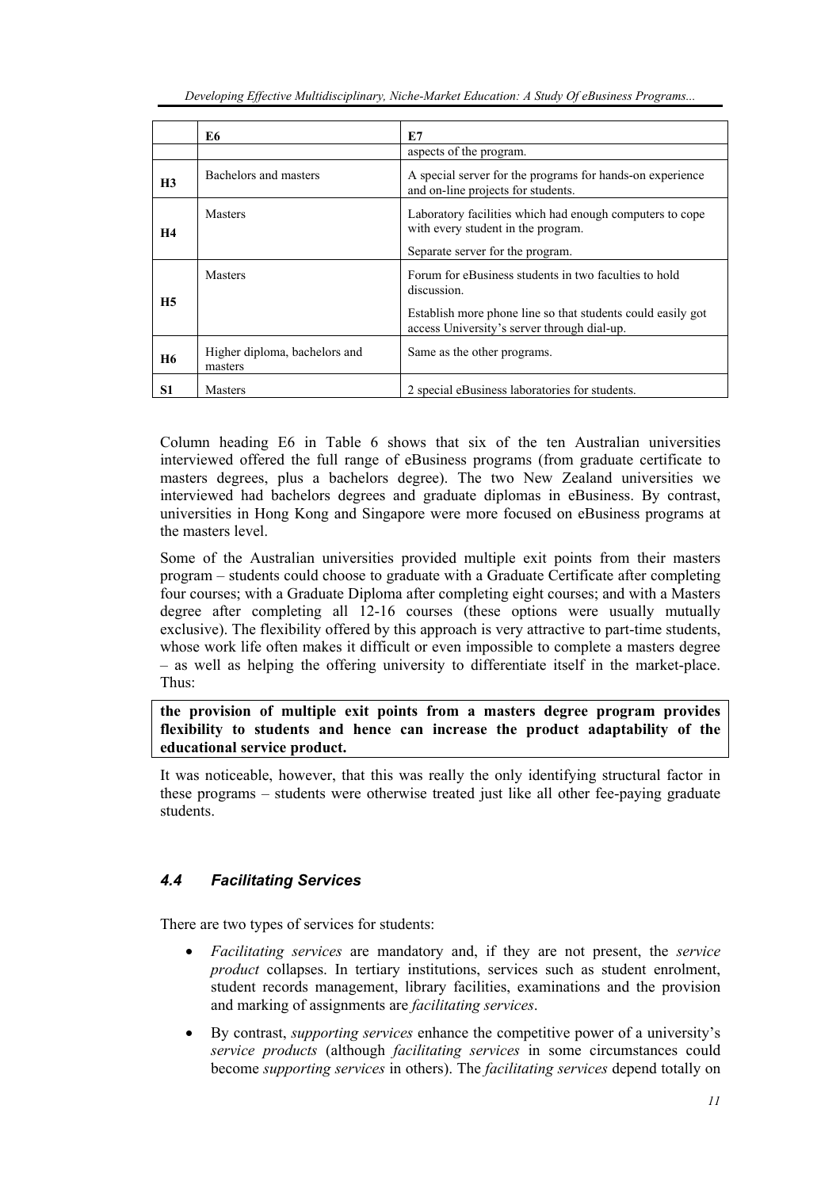| | E6 | E7 |
|---|---|---|
| | | aspects of the program. |
| **H3** | Bachelors and masters | A special server for the programs for hands-on experience and on-line projects for students. |
| **H4** | Masters | Laboratory facilities which had enough computers to cope with every student in the program. Separate server for the program. |
| **H5** | Masters | Forum for eBusiness students in two faculties to hold discussion. Establish more phone line so that students could easily got access University's server through dial-up. |
| **H6** | Higher diploma, bachelors and masters | Same as the other programs. |
| **S1** | Masters | 2 special eBusiness laboratories for students. |

Column heading E6 in Table 6 shows that six of the ten Australian universities interviewed offered the full range of eBusiness programs (from graduate certificate to masters degrees, plus a bachelors degree). The two New Zealand universities we interviewed had bachelors degrees and graduate diplomas in eBusiness. By contrast, universities in Hong Kong and Singapore were more focused on eBusiness programs at the masters level.

Some of the Australian universities provided multiple exit points from their masters program – students could choose to graduate with a Graduate Certificate after completing four courses; with a Graduate Diploma after completing eight courses; and with a Masters degree after completing all 12-16 courses (these options were usually mutually exclusive). The flexibility offered by this approach is very attractive to part-time students, whose work life often makes it difficult or even impossible to complete a masters degree – as well as helping the offering university to differentiate itself in the market-place. Thus:

**the provision of multiple exit points from a masters degree program provides flexibility to students and hence can increase the product adaptability of the educational service product.**

It was noticeable, however, that this was really the only identifying structural factor in these programs – students were otherwise treated just like all other fee-paying graduate students.

### *4.4 Facilitating Services*

There are two types of services for students:

- *Facilitating services* are mandatory and, if they are not present, the *service product* collapses. In tertiary institutions, services such as student enrolment, student records management, library facilities, examinations and the provision and marking of assignments are *facilitating services*.
- By contrast, *supporting services* enhance the competitive power of a university's *service products* (although *facilitating services* in some circumstances could become *supporting services* in others). The *facilitating services* depend totally on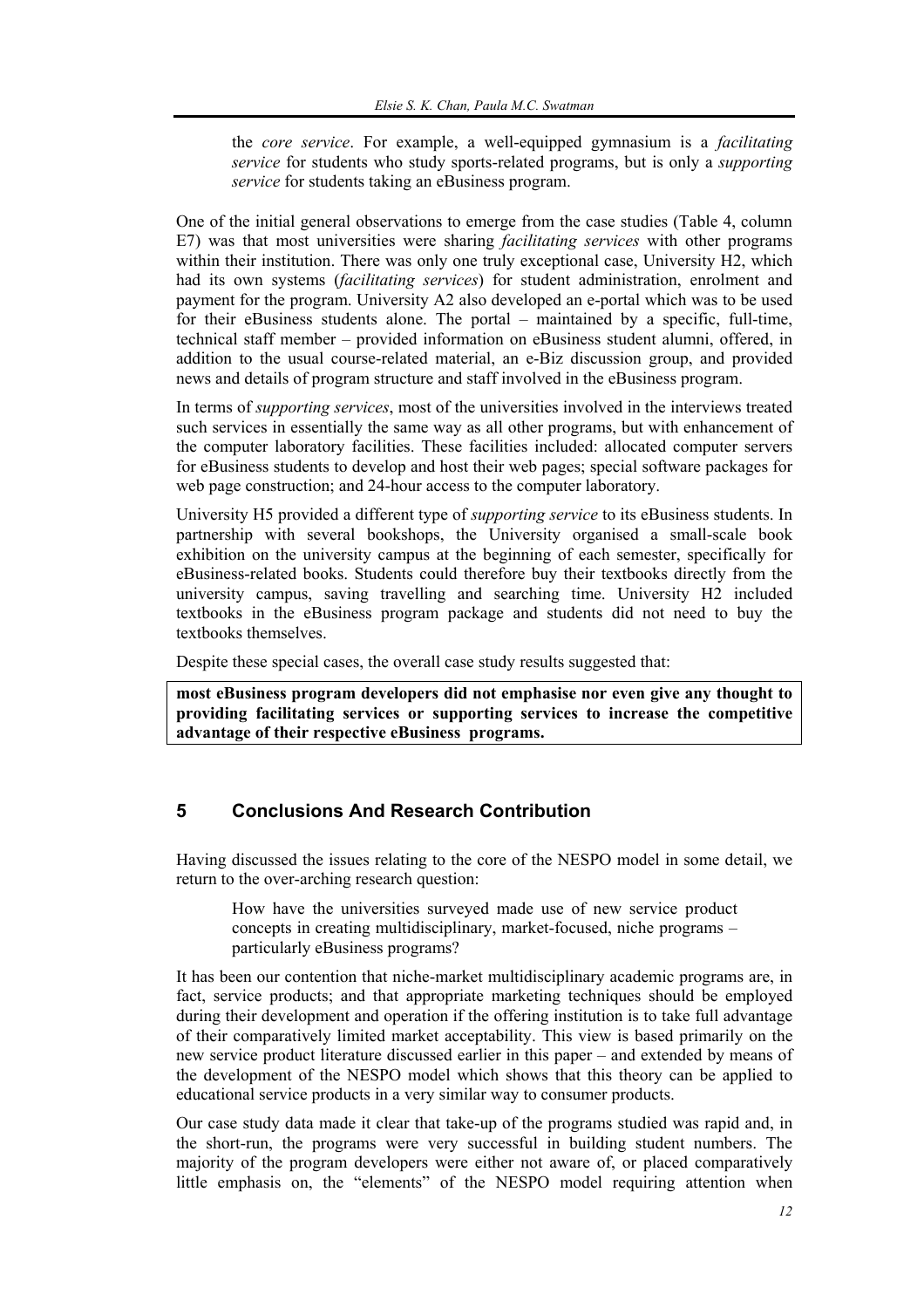the *core service*. For example, a well-equipped gymnasium is a *facilitating service* for students who study sports-related programs, but is only a *supporting service* for students taking an eBusiness program.

One of the initial general observations to emerge from the case studies (Table 4, column E7) was that most universities were sharing *facilitating services* with other programs within their institution. There was only one truly exceptional case, University H2, which had its own systems (*facilitating services*) for student administration, enrolment and payment for the program. University A2 also developed an e-portal which was to be used for their eBusiness students alone. The portal – maintained by a specific, full-time, technical staff member – provided information on eBusiness student alumni, offered, in addition to the usual course-related material, an e-Biz discussion group, and provided news and details of program structure and staff involved in the eBusiness program.

In terms of *supporting services*, most of the universities involved in the interviews treated such services in essentially the same way as all other programs, but with enhancement of the computer laboratory facilities. These facilities included: allocated computer servers for eBusiness students to develop and host their web pages; special software packages for web page construction; and 24-hour access to the computer laboratory.

University H5 provided a different type of *supporting service* to its eBusiness students. In partnership with several bookshops, the University organised a small-scale book exhibition on the university campus at the beginning of each semester, specifically for eBusiness-related books. Students could therefore buy their textbooks directly from the university campus, saving travelling and searching time. University H2 included textbooks in the eBusiness program package and students did not need to buy the textbooks themselves.

Despite these special cases, the overall case study results suggested that:

**most eBusiness program developers did not emphasise nor even give any thought to providing facilitating services or supporting services to increase the competitive advantage of their respective eBusiness programs.**

## 5 Conclusions And Research Contribution

Having discussed the issues relating to the core of the NESPO model in some detail, we return to the over-arching research question:

> How have the universities surveyed made use of new service product concepts in creating multidisciplinary, market-focused, niche programs – particularly eBusiness programs?

It has been our contention that niche-market multidisciplinary academic programs are, in fact, service products; and that appropriate marketing techniques should be employed during their development and operation if the offering institution is to take full advantage of their comparatively limited market acceptability. This view is based primarily on the new service product literature discussed earlier in this paper – and extended by means of the development of the NESPO model which shows that this theory can be applied to educational service products in a very similar way to consumer products.

Our case study data made it clear that take-up of the programs studied was rapid and, in the short-run, the programs were very successful in building student numbers. The majority of the program developers were either not aware of, or placed comparatively little emphasis on, the "elements" of the NESPO model requiring attention when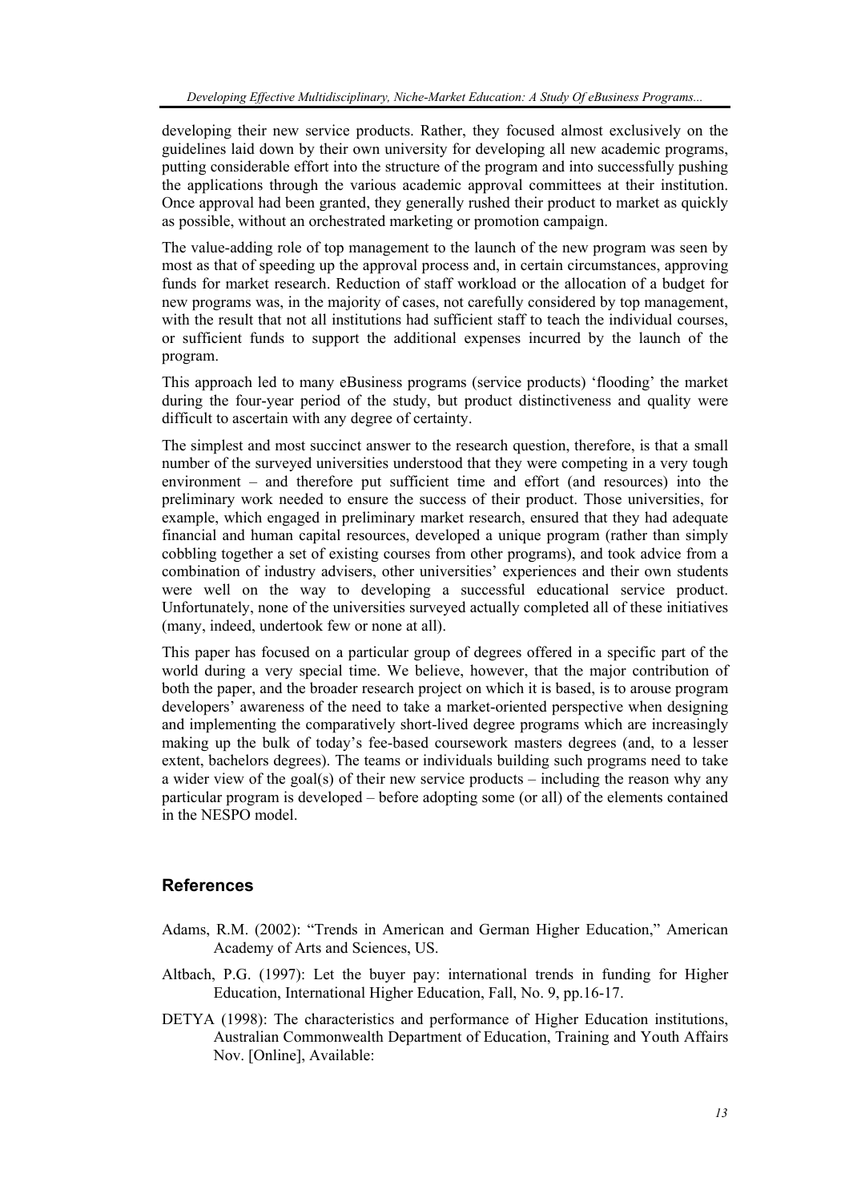developing their new service products. Rather, they focused almost exclusively on the guidelines laid down by their own university for developing all new academic programs, putting considerable effort into the structure of the program and into successfully pushing the applications through the various academic approval committees at their institution. Once approval had been granted, they generally rushed their product to market as quickly as possible, without an orchestrated marketing or promotion campaign.

The value-adding role of top management to the launch of the new program was seen by most as that of speeding up the approval process and, in certain circumstances, approving funds for market research. Reduction of staff workload or the allocation of a budget for new programs was, in the majority of cases, not carefully considered by top management, with the result that not all institutions had sufficient staff to teach the individual courses, or sufficient funds to support the additional expenses incurred by the launch of the program.

This approach led to many eBusiness programs (service products) 'flooding' the market during the four-year period of the study, but product distinctiveness and quality were difficult to ascertain with any degree of certainty.

The simplest and most succinct answer to the research question, therefore, is that a small number of the surveyed universities understood that they were competing in a very tough environment – and therefore put sufficient time and effort (and resources) into the preliminary work needed to ensure the success of their product. Those universities, for example, which engaged in preliminary market research, ensured that they had adequate financial and human capital resources, developed a unique program (rather than simply cobbling together a set of existing courses from other programs), and took advice from a combination of industry advisers, other universities' experiences and their own students were well on the way to developing a successful educational service product. Unfortunately, none of the universities surveyed actually completed all of these initiatives (many, indeed, undertook few or none at all).

This paper has focused on a particular group of degrees offered in a specific part of the world during a very special time. We believe, however, that the major contribution of both the paper, and the broader research project on which it is based, is to arouse program developers' awareness of the need to take a market-oriented perspective when designing and implementing the comparatively short-lived degree programs which are increasingly making up the bulk of today's fee-based coursework masters degrees (and, to a lesser extent, bachelors degrees). The teams or individuals building such programs need to take a wider view of the goal(s) of their new service products – including the reason why any particular program is developed – before adopting some (or all) of the elements contained in the NESPO model.

## References

Adams, R.M. (2002): "Trends in American and German Higher Education," American Academy of Arts and Sciences, US.

Altbach, P.G. (1997): Let the buyer pay: international trends in funding for Higher Education, International Higher Education, Fall, No. 9, pp.16-17.

DETYA (1998): The characteristics and performance of Higher Education institutions, Australian Commonwealth Department of Education, Training and Youth Affairs Nov. [Online], Available: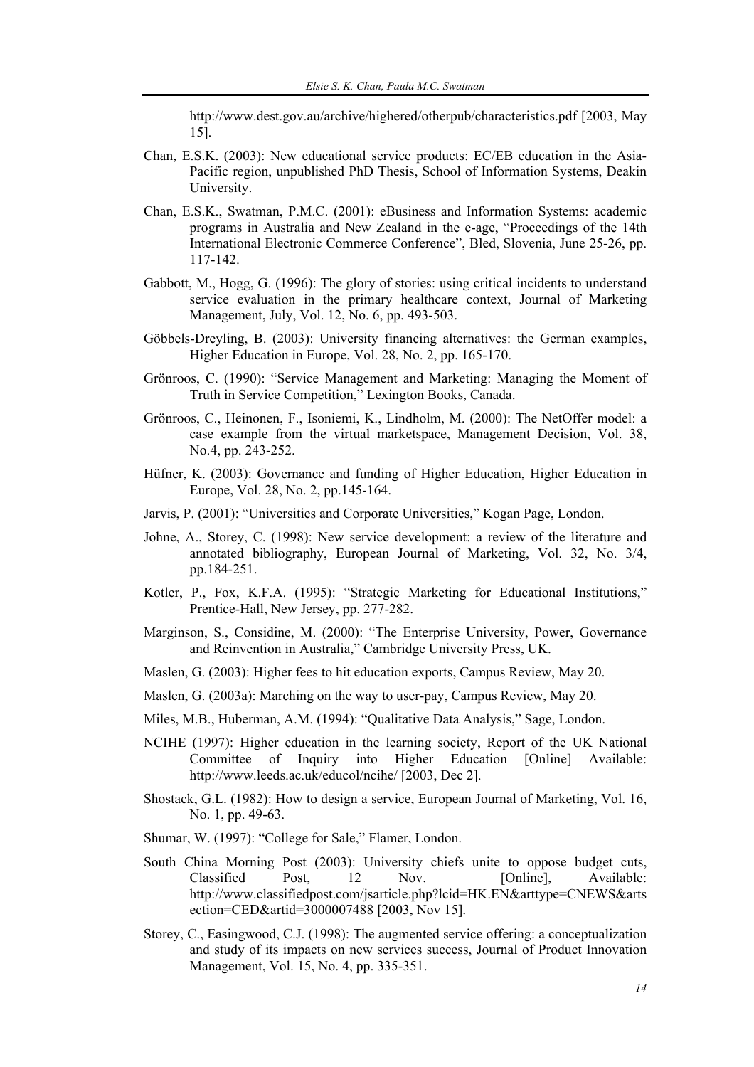http://www.dest.gov.au/archive/highered/otherpub/characteristics.pdf [2003, May 15].

Chan, E.S.K. (2003): New educational service products: EC/EB education in the Asia-Pacific region, unpublished PhD Thesis, School of Information Systems, Deakin University.

Chan, E.S.K., Swatman, P.M.C. (2001): eBusiness and Information Systems: academic programs in Australia and New Zealand in the e-age, "Proceedings of the 14th International Electronic Commerce Conference", Bled, Slovenia, June 25-26, pp. 117-142.

Gabbott, M., Hogg, G. (1996): The glory of stories: using critical incidents to understand service evaluation in the primary healthcare context, Journal of Marketing Management, July, Vol. 12, No. 6, pp. 493-503.

Göbbels-Dreyling, B. (2003): University financing alternatives: the German examples, Higher Education in Europe, Vol. 28, No. 2, pp. 165-170.

Grönroos, C. (1990): "Service Management and Marketing: Managing the Moment of Truth in Service Competition," Lexington Books, Canada.

Grönroos, C., Heinonen, F., Isoniemi, K., Lindholm, M. (2000): The NetOffer model: a case example from the virtual marketspace, Management Decision, Vol. 38, No.4, pp. 243-252.

Hüfner, K. (2003): Governance and funding of Higher Education, Higher Education in Europe, Vol. 28, No. 2, pp.145-164.

Jarvis, P. (2001): "Universities and Corporate Universities," Kogan Page, London.

Johne, A., Storey, C. (1998): New service development: a review of the literature and annotated bibliography, European Journal of Marketing, Vol. 32, No. 3/4, pp.184-251.

Kotler, P., Fox, K.F.A. (1995): "Strategic Marketing for Educational Institutions," Prentice-Hall, New Jersey, pp. 277-282.

Marginson, S., Considine, M. (2000): "The Enterprise University, Power, Governance and Reinvention in Australia," Cambridge University Press, UK.

Maslen, G. (2003): Higher fees to hit education exports, Campus Review, May 20.

Maslen, G. (2003a): Marching on the way to user-pay, Campus Review, May 20.

Miles, M.B., Huberman, A.M. (1994): "Qualitative Data Analysis," Sage, London.

NCIHE (1997): Higher education in the learning society, Report of the UK National Committee of Inquiry into Higher Education [Online] Available: http://www.leeds.ac.uk/educol/ncihe/ [2003, Dec 2].

Shostack, G.L. (1982): How to design a service, European Journal of Marketing, Vol. 16, No. 1, pp. 49-63.

Shumar, W. (1997): "College for Sale," Flamer, London.

South China Morning Post (2003): University chiefs unite to oppose budget cuts, Classified Post, 12 Nov. [Online], Available: http://www.classifiedpost.com/jsarticle.php?lcid=HK.EN&arttype=CNEWS&artsection=CED&artid=3000007488 [2003, Nov 15].

Storey, C., Easingwood, C.J. (1998): The augmented service offering: a conceptualization and study of its impacts on new services success, Journal of Product Innovation Management, Vol. 15, No. 4, pp. 335-351.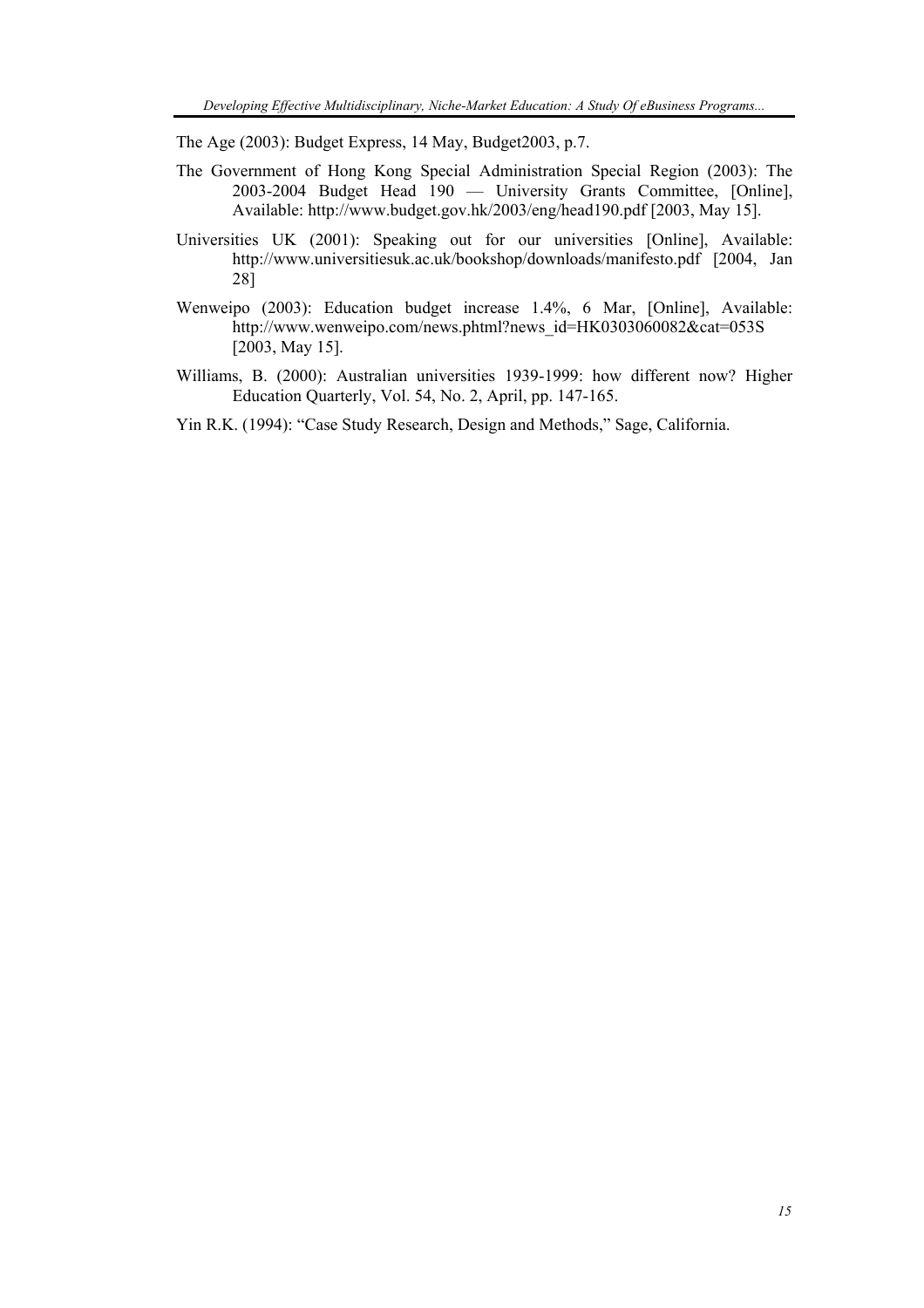The Age (2003): Budget Express, 14 May, Budget2003, p.7.

The Government of Hong Kong Special Administration Special Region (2003): The 2003-2004 Budget Head 190 — University Grants Committee, [Online], Available: http://www.budget.gov.hk/2003/eng/head190.pdf [2003, May 15].

Universities UK (2001): Speaking out for our universities [Online], Available: http://www.universitiesuk.ac.uk/bookshop/downloads/manifesto.pdf [2004, Jan 28]

Wenweipo (2003): Education budget increase 1.4%, 6 Mar, [Online], Available: http://www.wenweipo.com/news.phtml?news_id=HK0303060082&cat=053S [2003, May 15].

Williams, B. (2000): Australian universities 1939-1999: how different now? Higher Education Quarterly, Vol. 54, No. 2, April, pp. 147-165.

Yin R.K. (1994): "Case Study Research, Design and Methods," Sage, California.